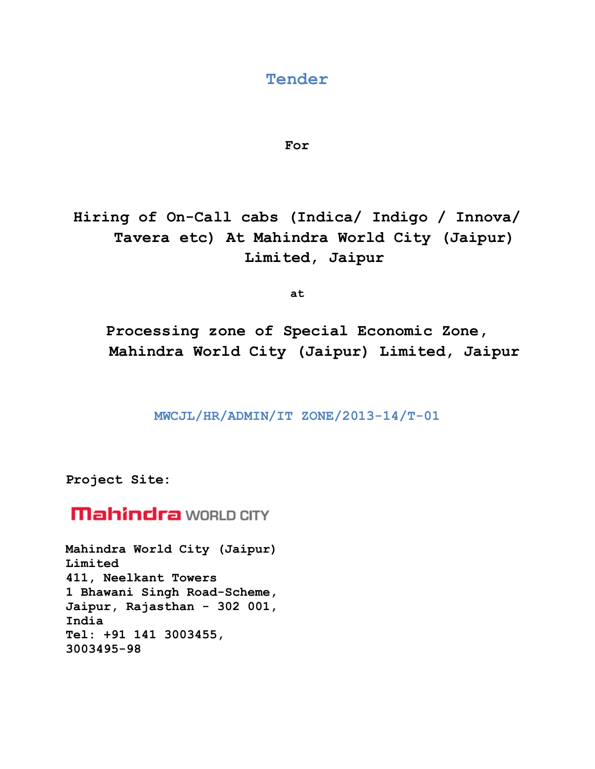# Tender

**For**

## Hiring of On-Call cabs (Indica/ Indigo / Innova/ Tavera etc) At Mahindra World City (Jaipur) Limited, Jaipur

**at**

## Processing zone of Special Economic Zone, Mahindra World City (Jaipur) Limited, Jaipur

**MWCJL/HR/ADMIN/IT ZONE/2013-14/T-01**

**Project Site:**

Mahindra WORLD CITY

**Mahindra World City (Jaipur) Limited**
**411, Neelkant Towers**
**1 Bhawani Singh Road-Scheme,**
**Jaipur, Rajasthan - 302 001,**
**India**
**Tel: +91 141 3003455, 3003495-98**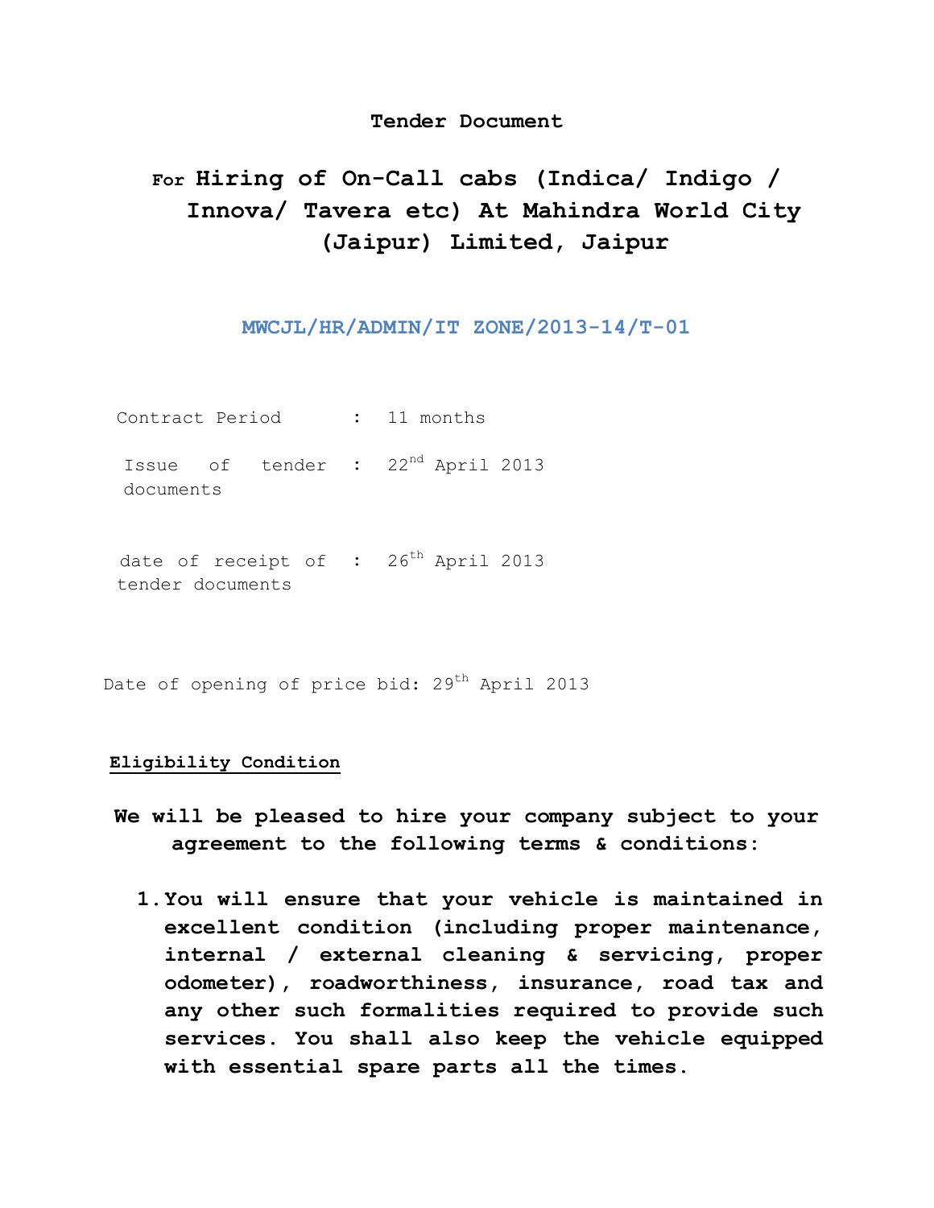**Tender Document**

# For Hiring of On-Call cabs (Indica/ Indigo / Innova/ Tavera etc) At Mahindra World City (Jaipur) Limited, Jaipur

**MWCJL/HR/ADMIN/IT ZONE/2013-14/T-01**

| | | |
|---|---|---|
| Contract Period | : | 11 months |
| Issue of tender documents | : | 22nd April 2013 |
| date of receipt of tender documents | : | 26th April 2013 |

Date of opening of price bid: 29th April 2013

**Eligibility Condition**

**We will be pleased to hire your company subject to your agreement to the following terms & conditions:**

1. **You will ensure that your vehicle is maintained in excellent condition (including proper maintenance, internal / external cleaning & servicing, proper odometer), roadworthiness, insurance, road tax and any other such formalities required to provide such services. You shall also keep the vehicle equipped with essential spare parts all the times.**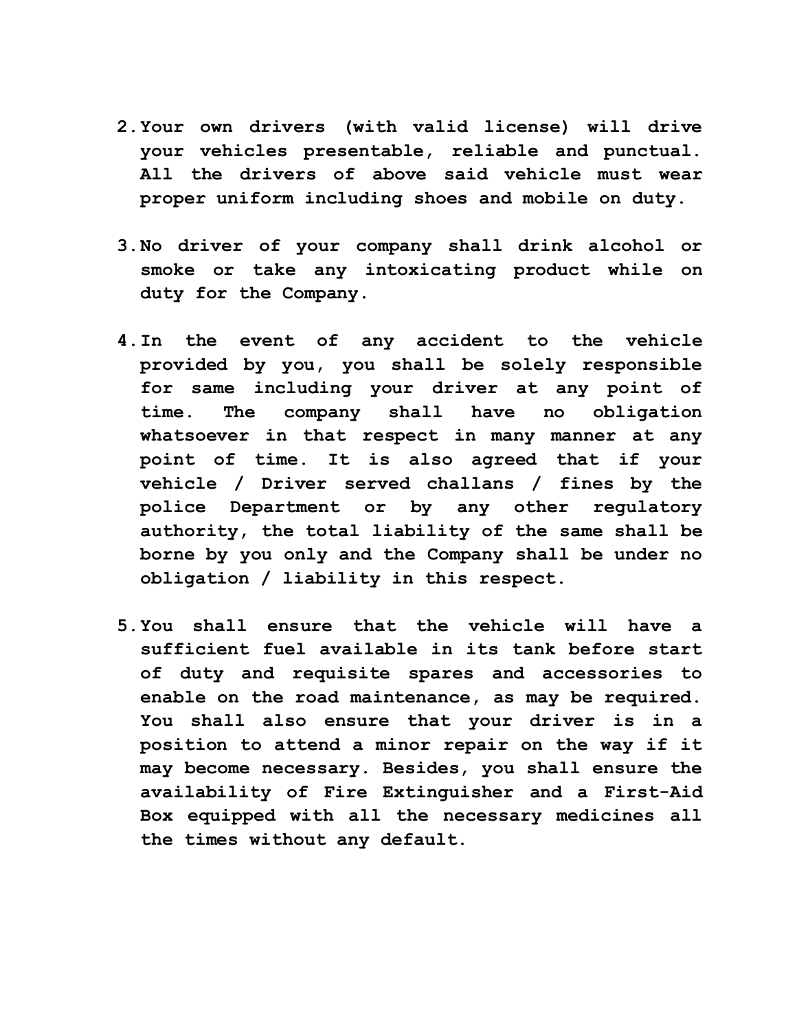2. **Your own drivers (with valid license) will drive your vehicles presentable, reliable and punctual. All the drivers of above said vehicle must wear proper uniform including shoes and mobile on duty.**

3. **No driver of your company shall drink alcohol or smoke or take any intoxicating product while on duty for the Company.**

4. **In the event of any accident to the vehicle provided by you, you shall be solely responsible for same including your driver at any point of time. The company shall have no obligation whatsoever in that respect in many manner at any point of time. It is also agreed that if your vehicle / Driver served challans / fines by the police Department or by any other regulatory authority, the total liability of the same shall be borne by you only and the Company shall be under no obligation / liability in this respect.**

5. **You shall ensure that the vehicle will have a sufficient fuel available in its tank before start of duty and requisite spares and accessories to enable on the road maintenance, as may be required. You shall also ensure that your driver is in a position to attend a minor repair on the way if it may become necessary. Besides, you shall ensure the availability of Fire Extinguisher and a First-Aid Box equipped with all the necessary medicines all the times without any default.**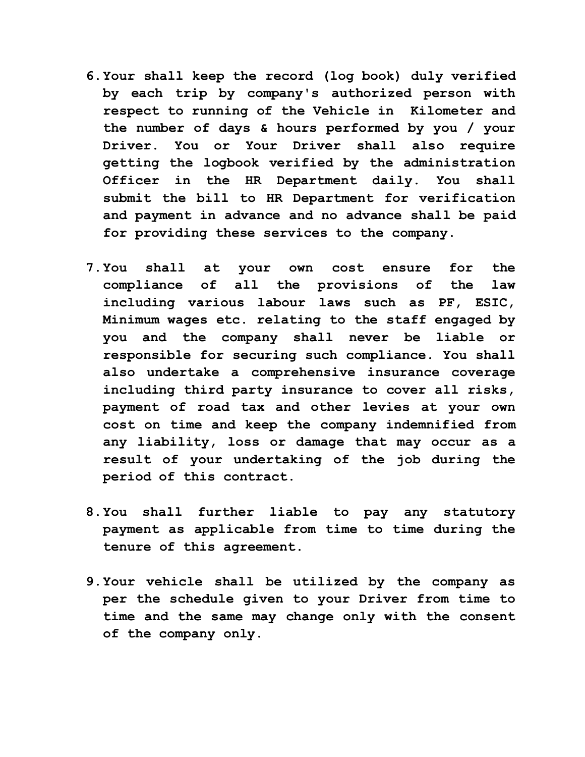6. **Your shall keep the record (log book) duly verified by each trip by company's authorized person with respect to running of the Vehicle in Kilometer and the number of days & hours performed by you / your Driver. You or Your Driver shall also require getting the logbook verified by the administration Officer in the HR Department daily. You shall submit the bill to HR Department for verification and payment in advance and no advance shall be paid for providing these services to the company.**

7. **You shall at your own cost ensure for the compliance of all the provisions of the law including various labour laws such as PF, ESIC, Minimum wages etc. relating to the staff engaged by you and the company shall never be liable or responsible for securing such compliance. You shall also undertake a comprehensive insurance coverage including third party insurance to cover all risks, payment of road tax and other levies at your own cost on time and keep the company indemnified from any liability, loss or damage that may occur as a result of your undertaking of the job during the period of this contract.**

8. **You shall further liable to pay any statutory payment as applicable from time to time during the tenure of this agreement.**

9. **Your vehicle shall be utilized by the company as per the schedule given to your Driver from time to time and the same may change only with the consent of the company only.**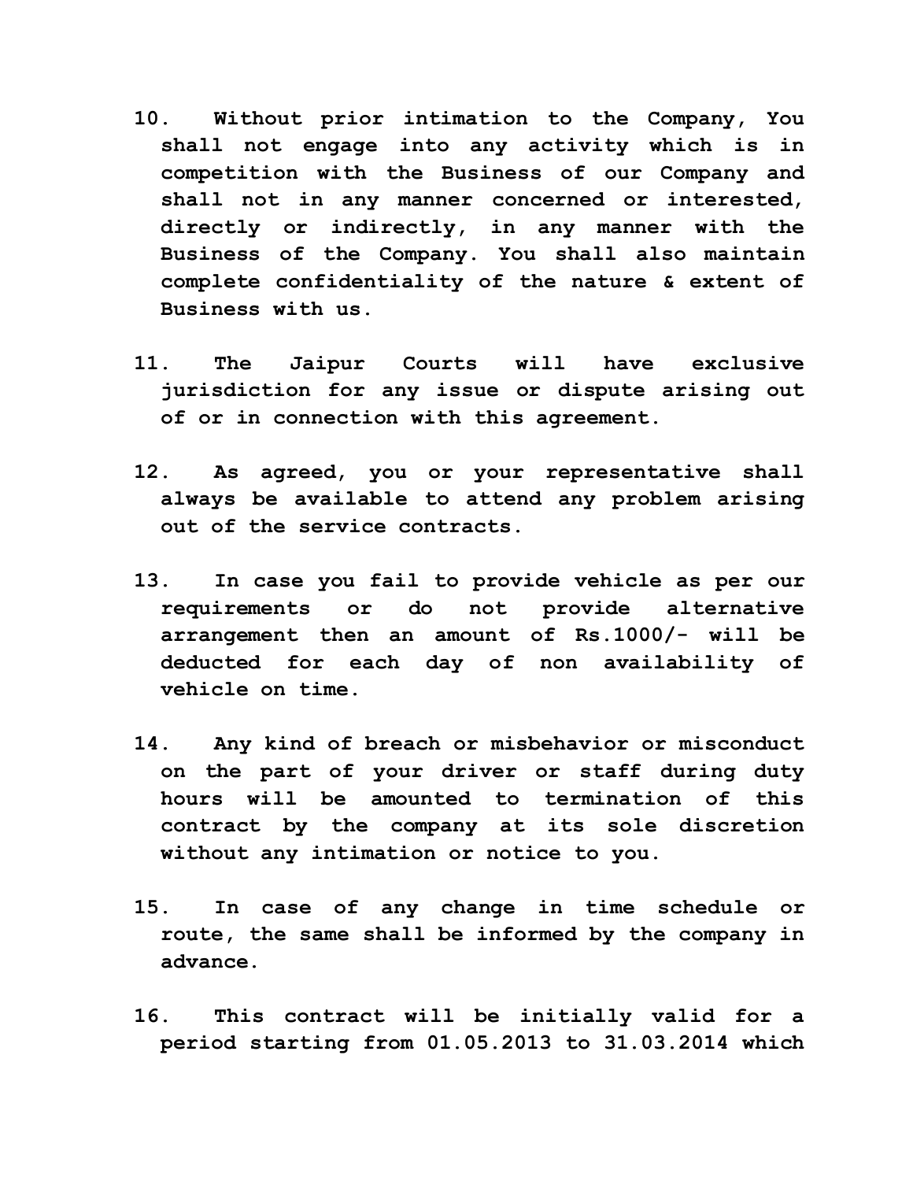**10. Without prior intimation to the Company, You shall not engage into any activity which is in competition with the Business of our Company and shall not in any manner concerned or interested, directly or indirectly, in any manner with the Business of the Company. You shall also maintain complete confidentiality of the nature & extent of Business with us.**

**11. The Jaipur Courts will have exclusive jurisdiction for any issue or dispute arising out of or in connection with this agreement.**

**12. As agreed, you or your representative shall always be available to attend any problem arising out of the service contracts.**

**13. In case you fail to provide vehicle as per our requirements or do not provide alternative arrangement then an amount of Rs.1000/- will be deducted for each day of non availability of vehicle on time.**

**14. Any kind of breach or misbehavior or misconduct on the part of your driver or staff during duty hours will be amounted to termination of this contract by the company at its sole discretion without any intimation or notice to you.**

**15. In case of any change in time schedule or route, the same shall be informed by the company in advance.**

**16. This contract will be initially valid for a period starting from 01.05.2013 to 31.03.2014 which**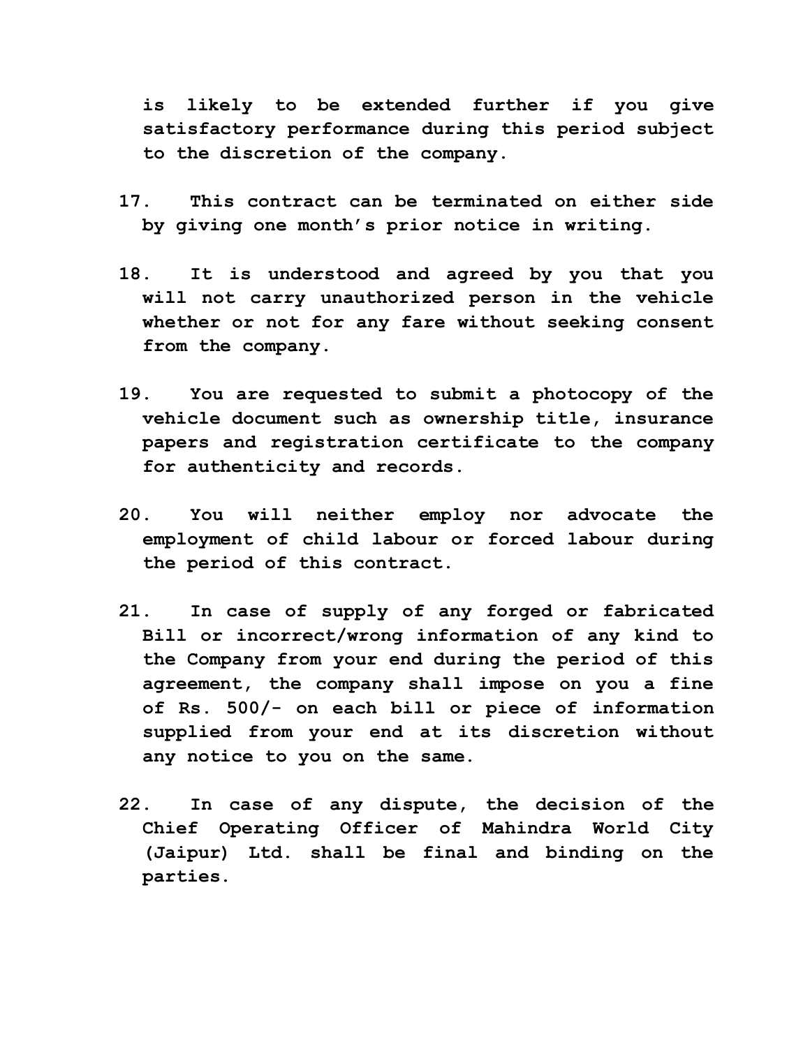**is likely to be extended further if you give satisfactory performance during this period subject to the discretion of the company.**

**17. This contract can be terminated on either side by giving one month's prior notice in writing.**

**18. It is understood and agreed by you that you will not carry unauthorized person in the vehicle whether or not for any fare without seeking consent from the company.**

**19. You are requested to submit a photocopy of the vehicle document such as ownership title, insurance papers and registration certificate to the company for authenticity and records.**

**20. You will neither employ nor advocate the employment of child labour or forced labour during the period of this contract.**

**21. In case of supply of any forged or fabricated Bill or incorrect/wrong information of any kind to the Company from your end during the period of this agreement, the company shall impose on you a fine of Rs. 500/- on each bill or piece of information supplied from your end at its discretion without any notice to you on the same.**

**22. In case of any dispute, the decision of the Chief Operating Officer of Mahindra World City (Jaipur) Ltd. shall be final and binding on the parties.**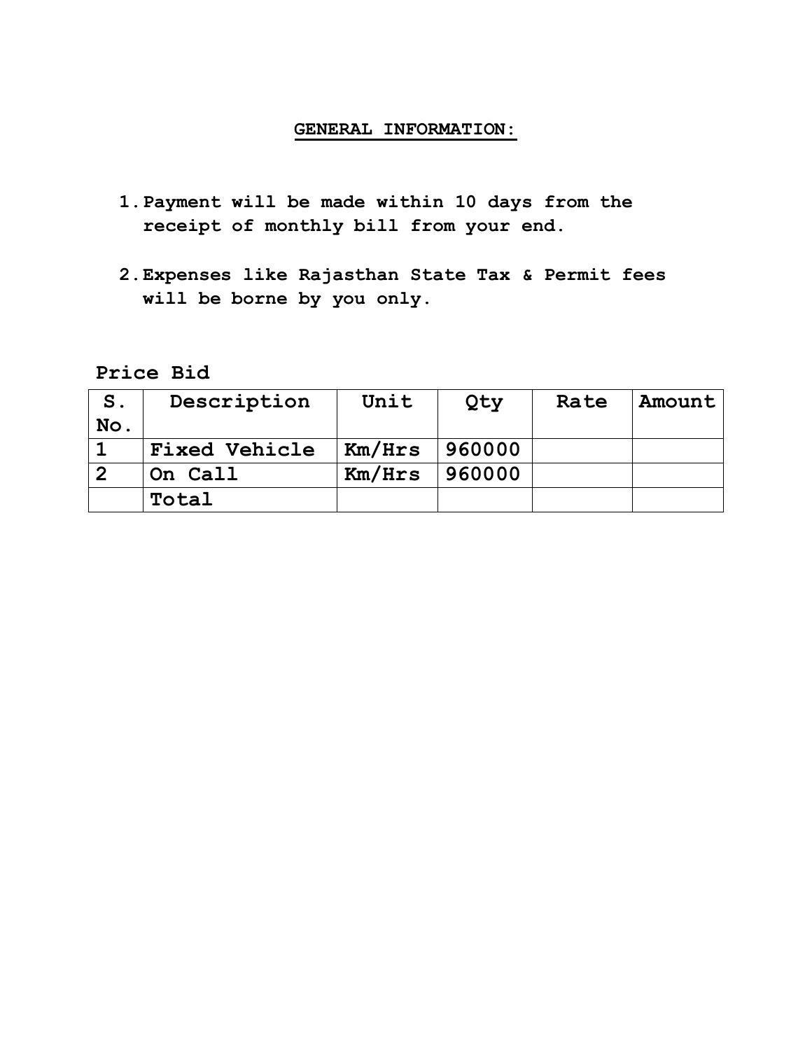## GENERAL INFORMATION:

1. **Payment will be made within 10 days from the receipt of monthly bill from your end.**
2. **Expenses like Rajasthan State Tax & Permit fees will be borne by you only.**

**Price Bid**

| S. No. | Description | Unit | Qty | Rate | Amount |
|---|---|---|---|---|---|
| 1 | Fixed Vehicle | Km/Hrs | 960000 | | |
| 2 | On Call | Km/Hrs | 960000 | | |
| | Total | | | | |